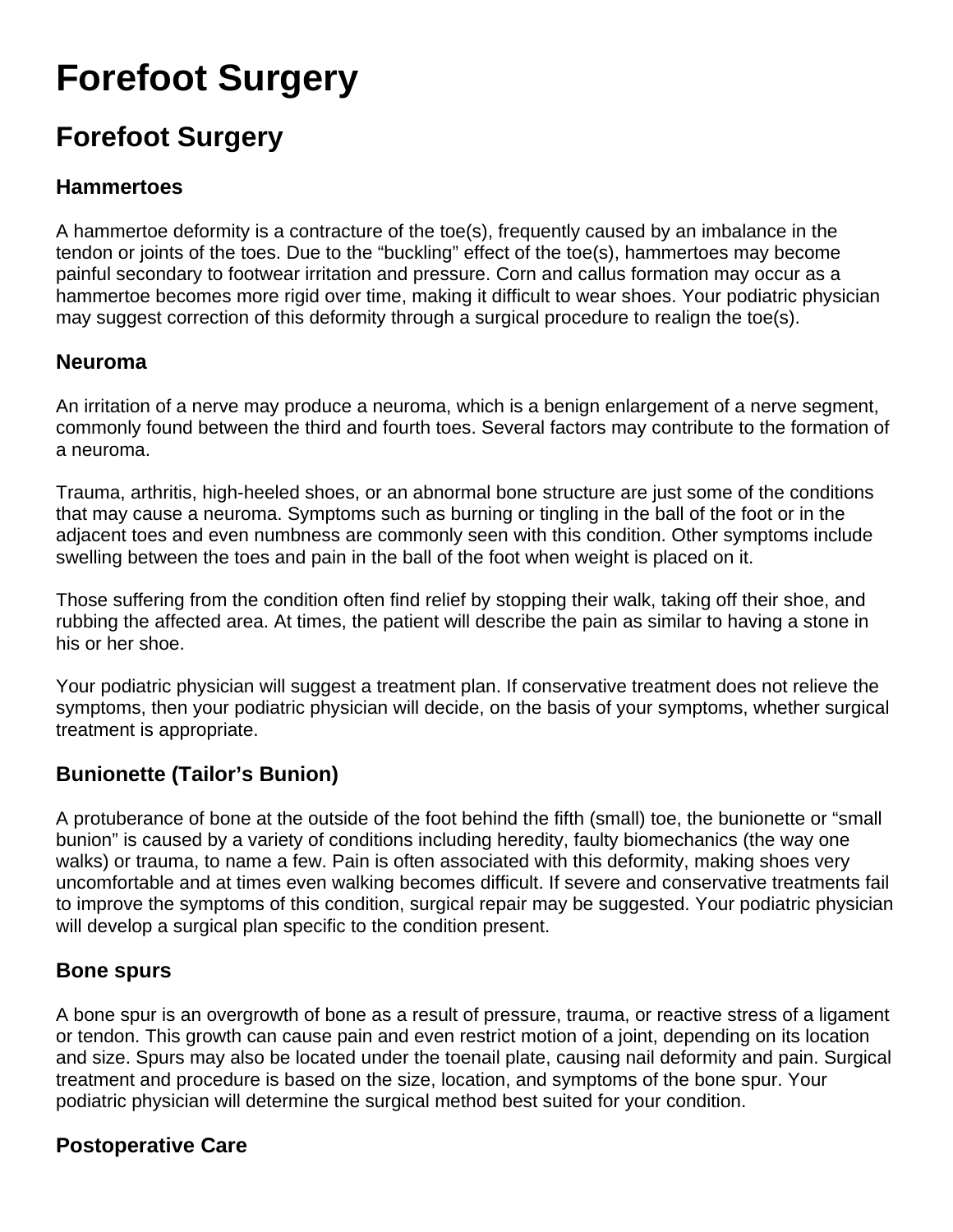# Forefoot Surgery

## Forefoot Surgery

### Hammertoes

A hammertoe deformity is a contracture of the toe(s), frequently caused by an imbalance in the tendon or joints of the toes. Due to the “buckling” effect of the toe(s), hammertoes may become painful secondary to footwear irritation and pressure. Corn and callus formation may occur as a hammertoe becomes more rigid over time, making it difficult to wear shoes. Your podiatric physician may suggest correction of this deformity through a surgical procedure to realign the toe(s).

### Neuroma

An irritation of a nerve may produce a neuroma, which is a benign enlargement of a nerve segment, commonly found between the third and fourth toes. Several factors may contribute to the formation of a neuroma.

Trauma, arthritis, high-heeled shoes, or an abnormal bone structure are just some of the conditions that may cause a neuroma. Symptoms such as burning or tingling in the ball of the foot or in the adjacent toes and even numbness are commonly seen with this condition. Other symptoms include swelling between the toes and pain in the ball of the foot when weight is placed on it.

Those suffering from the condition often find relief by stopping their walk, taking off their shoe, and rubbing the affected area. At times, the patient will describe the pain as similar to having a stone in his or her shoe.

Your podiatric physician will suggest a treatment plan. If conservative treatment does not relieve the symptoms, then your podiatric physician will decide, on the basis of your symptoms, whether surgical treatment is appropriate.

### Bunionette (Tailor’s Bunion)

A protuberance of bone at the outside of the foot behind the fifth (small) toe, the bunionette or “small bunion” is caused by a variety of conditions including heredity, faulty biomechanics (the way one walks) or trauma, to name a few. Pain is often associated with this deformity, making shoes very uncomfortable and at times even walking becomes difficult. If severe and conservative treatments fail to improve the symptoms of this condition, surgical repair may be suggested. Your podiatric physician will develop a surgical plan specific to the condition present.

### Bone spurs

A bone spur is an overgrowth of bone as a result of pressure, trauma, or reactive stress of a ligament or tendon. This growth can cause pain and even restrict motion of a joint, depending on its location and size. Spurs may also be located under the toenail plate, causing nail deformity and pain. Surgical treatment and procedure is based on the size, location, and symptoms of the bone spur. Your podiatric physician will determine the surgical method best suited for your condition.

### Postoperative Care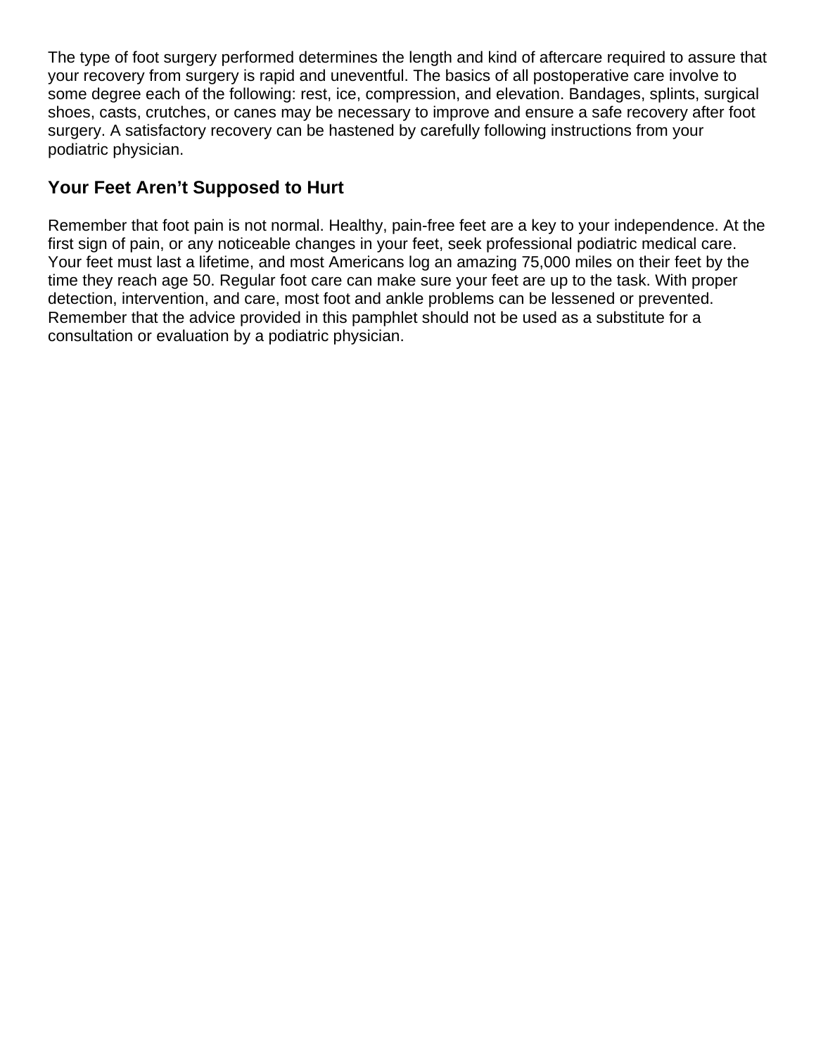The type of foot surgery performed determines the length and kind of aftercare required to assure that your recovery from surgery is rapid and uneventful. The basics of all postoperative care involve to some degree each of the following: rest, ice, compression, and elevation. Bandages, splints, surgical shoes, casts, crutches, or canes may be necessary to improve and ensure a safe recovery after foot surgery. A satisfactory recovery can be hastened by carefully following instructions from your podiatric physician.

## Your Feet Aren't Supposed to Hurt

Remember that foot pain is not normal. Healthy, pain-free feet are a key to your independence. At the first sign of pain, or any noticeable changes in your feet, seek professional podiatric medical care. Your feet must last a lifetime, and most Americans log an amazing 75,000 miles on their feet by the time they reach age 50. Regular foot care can make sure your feet are up to the task. With proper detection, intervention, and care, most foot and ankle problems can be lessened or prevented. Remember that the advice provided in this pamphlet should not be used as a substitute for a consultation or evaluation by a podiatric physician.